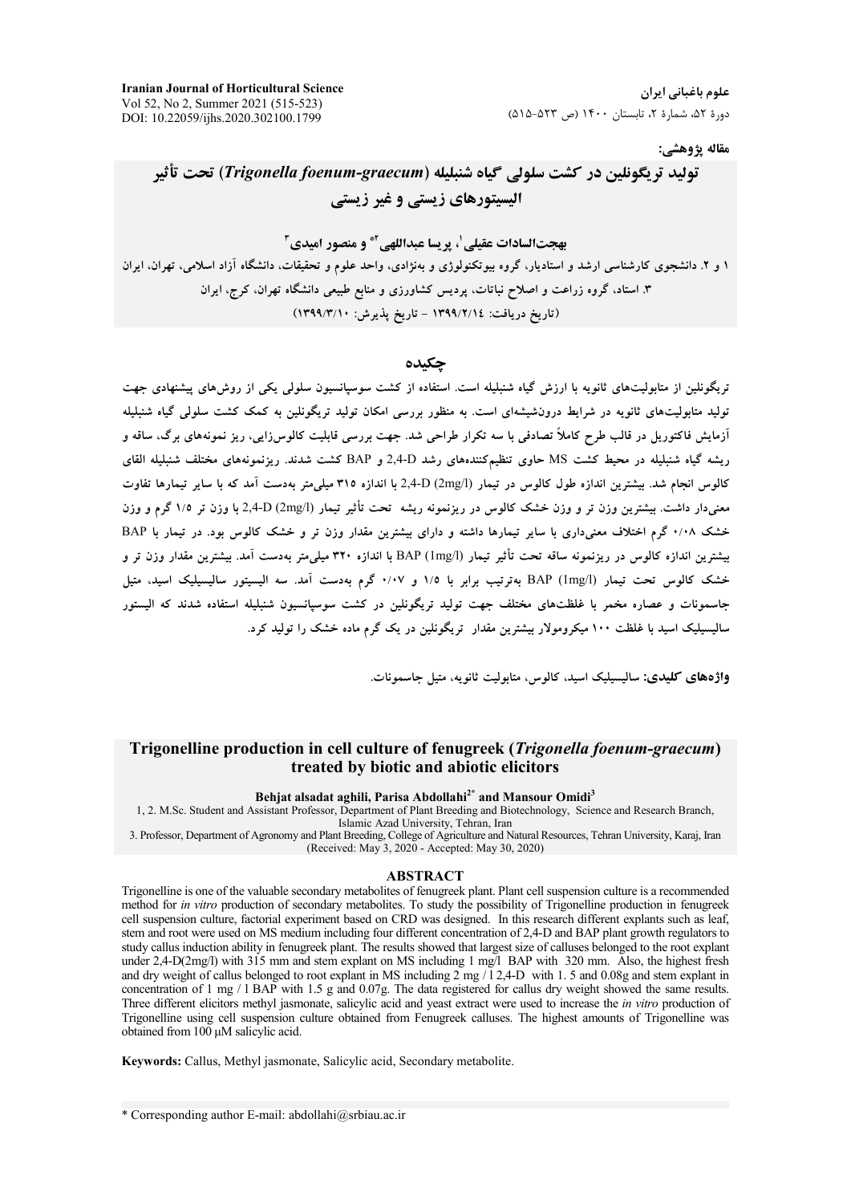مقاله پژوهشی:

# تولید تریگونلین در کشت سلولی گیاه شنبلیله (*Trigonella foenum-graecum*) تحت تأثیر الیسیتورهای زیستی و غیر زیستی

**بهجت‌السادات عقیلی[1]، پریسا عبداللهی[2]* و منصور امیدی[3]**

۱ و ۲. دانشجوی کارشناسی ارشد و استادیار، گروه بیوتکنولوژی و به‌نژادی، واحد علوم و تحقیقات، دانشگاه آزاد اسلامی، تهران، ایران

۳. استاد، گروه زراعت و اصلاح نباتات، پردیس کشاورزی و منابع طبیعی دانشگاه تهران، کرج، ایران

(تاریخ دریافت: ۱۳۹۹/۲/۱۴ - تاریخ پذیرش: ۱۳۹۹/۳/۱۰)

## چکیده

تریگونلین از متابولیت‌های ثانویه با ارزش گیاه شنبلیله است. استفاده از کشت سوسپانسیون سلولی یکی از روش‌های پیشنهادی جهت تولید متابولیت‌های ثانویه در شرایط درون‌شیشه‌ای است. به منظور بررسی امکان تولید تریگونلین به کمک کشت سلولی گیاه شنبلیله آزمایش فاکتوریل در قالب طرح کاملاً تصادفی با سه تکرار طراحی شد. جهت بررسی قابلیت کالوس‌زایی، ریز نمونه‌های برگ، ساقه و ریشه گیاه شنبلیله در محیط کشت MS حاوی تنظیم‌کننده‌های رشد 2,4-D و BAP کشت شدند. ریزنمونه‌های مختلف شنبلیله القای کالوس انجام شد. بیشترین اندازه طول کالوس در تیمار 2,4-D (2mg/l) با اندازه ۳۱۵ میلی‌متر به‌دست آمد که با سایر تیمارها تفاوت معنی‌دار داشت. بیشترین وزن تر و وزن خشک کالوس در ریزنمونه ریشه تحت تأثیر تیمار 2,4-D (2mg/l) با وزن تر ۱/۵ گرم و وزن خشک ۰/۰۸ گرم اختلاف معنی‌داری با سایر تیمارها داشته و دارای بیشترین مقدار وزن تر و خشک کالوس بود. در تیمار با BAP بیشترین اندازه کالوس در ریزنمونه ساقه تحت تأثیر تیمار BAP (1mg/l) با اندازه ۳۲۰ میلی‌متر به‌دست آمد. بیشترین مقدار وزن تر و خشک کالوس تحت تیمار BAP (1mg/l) به‌ترتیب برابر با ۱/۵ و ۰/۰۷ گرم به‌دست آمد. سه الیسیتور سالیسیلیک اسید، متیل جاسمونات و عصاره مخمر با غلظت‌های مختلف جهت تولید تریگونلین در کشت سوسپانسیون شنبلیله استفاده شدند که الیستور سالیسیلیک اسید با غلظت ۱۰۰ میکرومولار بیشترین مقدار تریگونلین در یک گرم ماده خشک را تولید کرد.

**واژه‌های کلیدی:** سالیسیلیک اسید، کالوس، متابولیت ثانویه، متیل جاسمونات.

# Trigonelline production in cell culture of fenugreek (*Trigonella foenum-graecum*) treated by biotic and abiotic elicitors

**Behjat alsadat aghili, Parisa Abdollahi[2]* and Mansour Omidi[3]**

1, 2. M.Sc. Student and Assistant Professor, Department of Plant Breeding and Biotechnology, Science and Research Branch, Islamic Azad University, Tehran, Iran

3. Professor, Department of Agronomy and Plant Breeding, College of Agriculture and Natural Resources, Tehran University, Karaj, Iran

(Received: May 3, 2020 - Accepted: May 30, 2020)

## ABSTRACT

Trigonelline is one of the valuable secondary metabolites of fenugreek plant. Plant cell suspension culture is a recommended method for *in vitro* production of secondary metabolites. To study the possibility of Trigonelline production in fenugreek cell suspension culture, factorial experiment based on CRD was designed. In this research different explants such as leaf, stem and root were used on MS medium including four different concentration of 2,4-D and BAP plant growth regulators to study callus induction ability in fenugreek plant. The results showed that largest size of calluses belonged to the root explant under 2,4-D(2mg/l) with 315 mm and stem explant on MS including 1 mg/l BAP with 320 mm. Also, the highest fresh and dry weight of callus belonged to root explant in MS including 2 mg / l 2,4-D with 1. 5 and 0.08g and stem explant in concentration of 1 mg / l BAP with 1.5 g and 0.07g. The data registered for callus dry weight showed the same results. Three different elicitors methyl jasmonate, salicylic acid and yeast extract were used to increase the *in vitro* production of Trigonelline using cell suspension culture obtained from Fenugreek calluses. The highest amounts of Trigonelline was obtained from 100 µM salicylic acid.

**Keywords:** Callus, Methyl jasmonate, Salicylic acid, Secondary metabolite.

\* Corresponding author E-mail: abdollahi@srbiau.ac.ir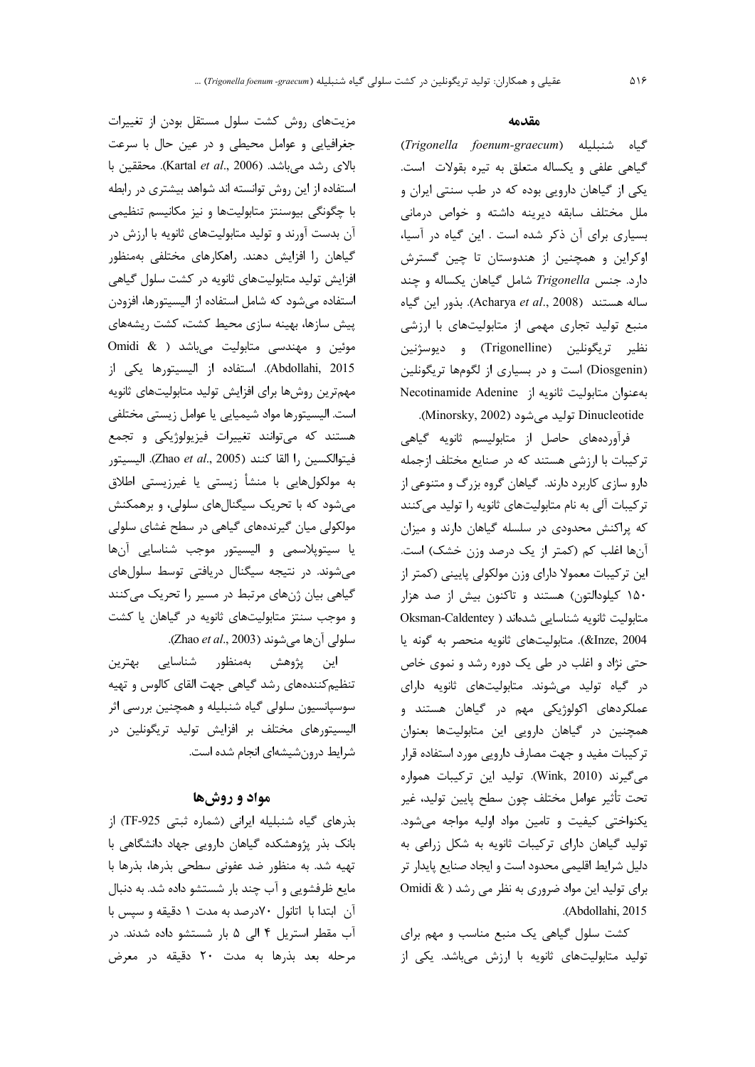## مقدمه

گیاه شنبلیله (*Trigonella foenum-graecum*) گیاهی علفی و یکساله متعلق به تیره بقولات است. یکی از گیاهان دارویی بوده که در طب سنتی ایران و ملل مختلف سابقه دیرینه داشته و خواص درمانی بسیاری برای آن ذکر شده است . این گیاه در آسیا، اوکراین و همچنین از هندوستان تا چین گسترش دارد. جنس *Trigonella* شامل گیاهان یکساله و چند ساله هستند (Acharya *et al*., 2008). بذور این گیاه منبع تولید تجاری مهمی از متابولیت‌های با ارزشی نظیر تریگونلین (Trigonelline) و دیوسژنین (Diosgenin) است و در بسیاری از لگوم‌ها تریگونلین به‌عنوان متابولیت ثانویه از Necotinamide Adenine Dinucleotide تولید می‌شود (Minorsky, 2002).

فرآورده‌های حاصل از متابولیسم ثانویه گیاهی ترکیبات با ارزشی هستند که در صنایع مختلف ازجمله دارو سازی کاربرد دارند. گیاهان گروه بزرگ و متنوعی از ترکیبات آلی به نام متابولیت‌های ثانویه را تولید می‌کنند که پراکنش محدودی در سلسله گیاهان دارند و میزان آن‌ها اغلب کم (کمتر از یک درصد وزن خشک) است. این ترکیبات معمولا دارای وزن مولکولی پایینی (کمتر از ۱۵۰ کیلودالتون) هستند و تاکنون بیش از صد هزار متابولیت ثانویه شناسایی شده‌اند (Oksman-Caldentey &Inze, 2004). متابولیت‌های ثانویه منحصر به گونه یا حتی نژاد و اغلب در طی یک دوره رشد و نموی خاص در گیاه تولید می‌شوند. متابولیت‌های ثانویه دارای عملکردهای اکولوژیکی مهم در گیاهان هستند و همچنین در گیاهان دارویی این متابولیت‌ها بعنوان ترکیبات مفید و جهت مصارف دارویی مورد استفاده قرار می‌گیرند (Wink, 2010). تولید این ترکیبات همواره تحت تأثیر عوامل مختلف چون سطح پایین تولید، غیر یکنواختی کیفیت و تامین مواد اولیه مواجه می‌شود. تولید گیاهان دارای ترکیبات ثانویه به شکل زراعی به دلیل شرایط اقلیمی محدود است و ایجاد صنایع پایدار تر برای تولید این مواد ضروری به نظر می رسد ( Omidi & Abdollahi, 2015).

کشت سلول گیاهی یک منبع مناسب و مهم برای تولید متابولیت‌های ثانویه با ارزش می‌باشد. یکی از مزیت‌های روش کشت سلول مستقل بودن از تغییرات جغرافیایی و عوامل محیطی و در عین حال با سرعت بالای رشد می‌باشد. (Kartal *et al*., 2006). محققین با استفاده از این روش توانسته اند شواهد بیشتری در رابطه با چگونگی بیوسنتز متابولیت‌ها و نیز مکانیسم تنظیمی آن بدست آورند و تولید متابولیت‌های ثانویه با ارزش در گیاهان را افزایش دهند. راهکارهای مختلفی به‌منظور افزایش تولید متابولیت‌های ثانویه در کشت سلول گیاهی استفاده می‌شود که شامل استفاده از الیسیتورها، افزودن پیش سازها، بهینه سازی محیط کشت، کشت ریشه‌های موئین و مهندسی متابولیت می‌باشد ( Omidi & Abdollahi, 2015). استفاده از الیسیتورها یکی از مهم‌ترین روش‌ها برای افزایش تولید متابولیت‌های ثانویه است. الیسیتورها مواد شیمیایی یا عوامل زیستی مختلفی هستند که می‌توانند تغییرات فیزیولوژیکی و تجمع فیتوالکسین را القا کنند (Zhao *et al*., 2005). الیسیتور به مولکول‌هایی با منشأ زیستی یا غیرزیستی اطلاق می‌شود که با تحریک سیگنال‌های سلولی، و برهمکنش مولکولی میان گیرنده‌های گیاهی در سطح غشای سلولی یا سیتوپلاسمی و الیسیتور موجب شناسایی آن‌ها می‌شوند. در نتیجه سیگنال دریافتی توسط سلول‌های گیاهی بیان ژن‌های مرتبط در مسیر را تحریک می‌کنند و موجب سنتز متابولیت‌های ثانویه در گیاهان یا کشت سلولی آن‌ها می‌شوند (Zhao *et al*., 2003).

این پژوهش به‌منظور شناسایی بهترین تنظیم‌کننده‌های رشد گیاهی جهت القای کالوس و تهیه سوسپانسیون سلولی گیاه شنبلیله و همچنین بررسی اثر الیسیتورهای مختلف بر افزایش تولید تریگونلین در شرایط درون‌شیشه‌ای انجام شده است.

## مواد و روش‌ها

بذرهای گیاه شنبلیله ایرانی (شماره ثبتی TF-925) از بانک بذر پژوهشکده گیاهان دارویی جهاد دانشگاهی با تهیه شد. به منظور ضد عفونی سطحی بذرها، بذرها با مایع ظرفشویی و آب چند بار شستشو داده شد. به دنبال آن ابتدا با اتانول ۷۰درصد به مدت ۱ دقیقه و سپس با آب مقطر استریل ۴ الی ۵ بار شستشو داده شدند. در مرحله بعد بذرها به مدت ۲۰ دقیقه در معرض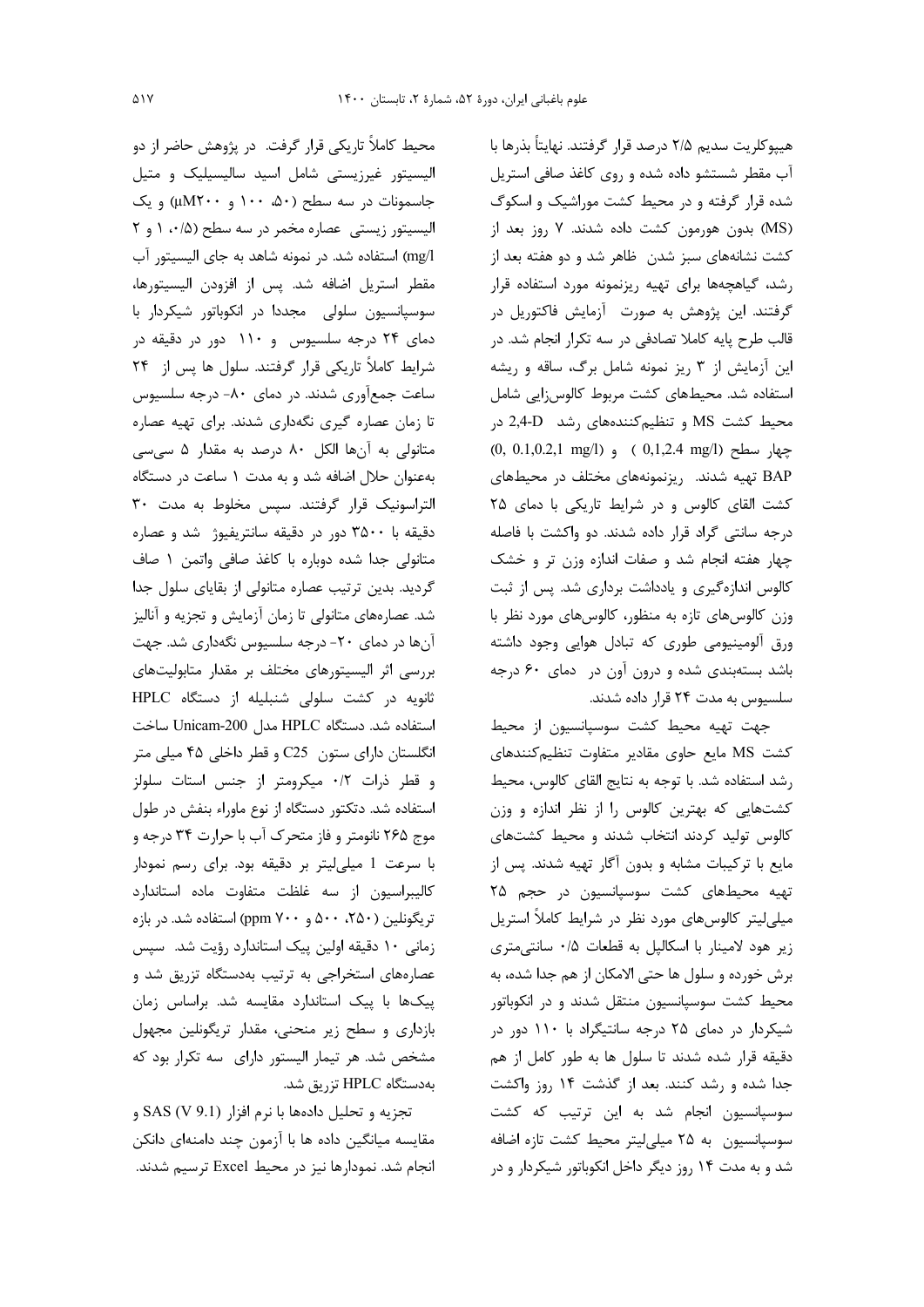هیپوکلریت سدیم ۲/۵ درصد قرار گرفتند. نهایتاً بذرها با آب مقطر شستشو داده شده و روی کاغذ صافی استریل شده قرار گرفته و در محیط کشت موراشیک و اسکوگ (MS) بدون هورمون کشت داده شدند. ۷ روز بعد از کشت نشانه‌های سبز شدن ظاهر شد و دو هفته بعد از رشد، گیاهچه‌ها برای تهیه ریزنمونه مورد استفاده قرار گرفتند. این پژوهش به صورت آزمایش فاکتوریل در قالب طرح پایه کاملا تصادفی در سه تکرار انجام شد. در این آزمایش از ۳ ریز نمونه شامل برگ، ساقه و ریشه استفاده شد. محیط‌های کشت مربوط کالوس‌زایی شامل محیط کشت MS و تنظیم‌کننده‌های رشد 2,4-D در چهار سطح (0,1,2.4 mg/l) و (0, 0.1,0.2,1 mg/l) BAP تهیه شدند. ریزنمونه‌های مختلف در محیط‌های کشت القای کالوس و در شرایط تاریکی با دمای ۲۵ درجه سانتی گراد قرار داده شدند. دو واکشت با فاصله چهار هفته انجام شد و صفات اندازه وزن تر و خشک کالوس اندازه‌گیری و یادداشت برداری شد. پس از ثبت وزن کالوس‌های تازه به منظور، کالوس‌های مورد نظر با ورق آلومینیومی طوری که تبادل هوایی وجود داشته باشد بسته‌بندی شده و درون آون در دمای ۶۰ درجه سلسیوس به مدت ۲۴ قرار داده شدند.

جهت تهیه محیط کشت سوسپانسیون از محیط کشت MS مایع حاوی مقادیر متفاوت تنظیم‌کننده‌های رشد استفاده شد. با توجه به نتایج القای کالوس، محیط کشت‌هایی که بهترین کالوس را از نظر اندازه و وزن کالوس تولید کردند انتخاب شدند و محیط کشت‌های مایع با ترکیبات مشابه و بدون آگار تهیه شدند. پس از تهیه محیط‌های کشت سوسپانسیون در حجم ۲۵ میلی‌لیتر کالوس‌های مورد نظر در شرایط کاملاً استریل زیر هود لامینار با اسکالپل به قطعات ۰/۵ سانتی‌متری برش خورده و سلول ها حتی الامکان از هم جدا شده، به محیط کشت سوسپانسیون منتقل شدند و در انکوباتور شیکردار در دمای ۲۵ درجه سانتیگراد با ۱۱۰ دور در دقیقه قرار داده شدند تا سلول ها به طور کامل از هم جدا شده و رشد کنند. بعد از گذشت ۱۴ روز واکشت سوسپانسیون انجام شد به این ترتیب که کشت سوسپانسیون به ۲۵ میلی‌لیتر محیط کشت تازه اضافه شد و به مدت ۱۴ روز دیگر داخل انکوباتور شیکردار و در محیط کاملاً تاریکی قرار گرفت. در پژوهش حاضر از دو الیسیتور غیرزیستی شامل اسید سالیسیلیک و متیل جاسمونات در سه سطح (۵۰، ۱۰۰ و ۲۰۰µM) و یک الیسیتور زیستی عصاره مخمر در سه سطح (۰/۵، ۱ و ۲ mg/l) استفاده شد. در نمونه شاهد به جای الیسیتور آب مقطر استریل اضافه شد. پس از افزودن الیسیتورها، سوسپانسیون سلولی مجددا در انکوباتور شیکردار با دمای ۲۴ درجه سلسیوس و ۱۱۰ دور در دقیقه در شرایط کاملاً تاریکی قرار گرفتند. سلول ها پس از ۲۴ ساعت جمع‌آوری شدند. در دمای ۸۰- درجه سلسیوس تا زمان عصاره گیری نگه‌داری شدند. برای تهیه عصاره متانولی به آن‌ها الکل ۸۰ درصد به مقدار ۵ سی‌سی به‌عنوان حلال اضافه شد و به مدت ۱ ساعت در دستگاه التراسونیک قرار گرفتند. سپس مخلوط به مدت ۳۰ دقیقه با ۳۵۰۰ دور در دقیقه سانتریفیوژ شد و عصاره متانولی جدا شده دوباره با کاغذ صافی واتمن ۱ صاف گردید. بدین ترتیب عصاره متانولی از بقایای سلول جدا شد. عصاره‌های متانولی تا زمان آزمایش و تجزیه و آنالیز آن‌ها در دمای ۲۰- درجه سلسیوس نگه‌داری شد. جهت بررسی اثر الیسیتورهای مختلف بر مقدار متابولیت‌های ثانویه در کشت سلولی شنبلیله از دستگاه HPLC استفاده شد. دستگاه HPLC مدل Unicam-200 ساخت انگلستان دارای ستون C25 و قطر داخلی ۴۵ میلی متر و قطر ذرات ۰/۲ میکرومتر از جنس استات سلولز استفاده شد. دتکتور دستگاه از نوع ماوراء بنفش در طول موج ۲۶۵ نانومتر و فاز متحرک آب با حرارت ۳۴ درجه و با سرعت 1 میلی‌لیتر بر دقیقه بود. برای رسم نمودار کالیبراسیون از سه غلظت متفاوت ماده استاندارد تریگونلین (۲۵۰، ۵۰۰ و ۷۰۰ ppm) استفاده شد. در بازه زمانی ۱۰ دقیقه اولین پیک استاندارد رؤیت شد. سپس عصاره‌های استخراجی به ترتیب به‌دستگاه تزریق شد و پیک‌ها با پیک استاندارد مقایسه شد. براساس زمان بازداری و سطح زیر منحنی، مقدار تریگونلین مجهول مشخص شد. هر تیمار الیسیتور دارای سه تکرار بود که به‌دستگاه HPLC تزریق شد.

تجزیه و تحلیل داده‌ها با نرم افزار SAS (V 9.1) و مقایسه میانگین داده ها با آزمون چند دامنه‌ای دانکن انجام شد. نمودارها نیز در محیط Excel ترسیم شدند.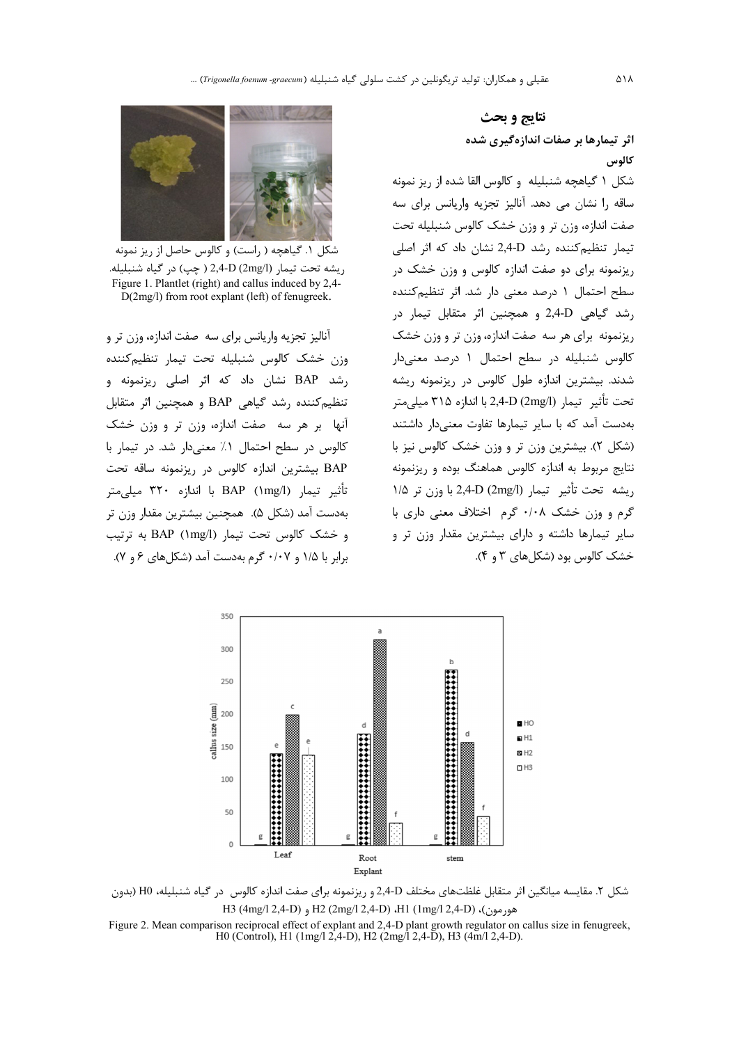## نتایج و بحث

### اثر تیمارها بر صفات اندازه‌گیری شده

#### کالوس

شکل ۱ گیاهچه شنبلیله و کالوس القا شده از ریز نمونه ساقه را نشان می دهد. آنالیز تجزیه واریانس برای سه صفت اندازه، وزن تر و وزن خشک کالوس شنبلیله تحت تیمار تنظیم‌کننده رشد 2,4-D نشان داد که اثر اصلی ریزنمونه برای دو صفت اندازه کالوس و وزن خشک در سطح احتمال ۱ درصد معنی دار شد. اثر تنظیم‌کننده رشد گیاهی 2,4-D و همچنین اثر متقابل تیمار در ریزنمونه برای هر سه صفت اندازه، وزن تر و وزن خشک کالوس شنبلیله در سطح احتمال ۱ درصد معنی‌دار شدند. بیشترین اندازه طول کالوس در ریزنمونه ریشه تحت تأثیر تیمار 2,4-D (2mg/l) با اندازه ۳۱۵ میلی‌متر به‌دست آمد که با سایر تیمارها تفاوت معنی‌دار داشتند (شکل ۲). بیشترین وزن تر و وزن خشک کالوس نیز با نتایج مربوط به اندازه کالوس هماهنگ بوده و ریزنمونه ریشه تحت تأثیر تیمار 2,4-D (2mg/l) با وزن تر ۱/۵ گرم و وزن خشک ۰/۰۸ گرم اختلاف معنی داری با سایر تیمارها داشته و دارای بیشترین مقدار وزن تر و خشک کالوس بود (شکل‌های ۳ و ۴).

شکل ۱. گیاهچه ( راست) و کالوس حاصل از ریز نمونه ریشه تحت تیمار 2,4-D (2mg/l) ( چپ) در گیاه شنبلیله.
Figure 1. Plantlet (right) and callus induced by 2,4-D(2mg/l) from root explant (left) of fenugreek.

آنالیز تجزیه واریانس برای سه صفت اندازه، وزن تر و وزن خشک کالوس شنبلیله تحت تیمار تنظیم‌کننده رشد BAP نشان داد که اثر اصلی ریزنمونه و تنظیم‌کننده رشد گیاهی BAP و همچنین اثر متقابل آنها بر هر سه صفت اندازه، وزن تر و وزن خشک کالوس در سطح احتمال ۱٪ معنی‌دار شد. در تیمار با BAP بیشترین اندازه کالوس در ریزنمونه ساقه تحت تأثیر تیمار BAP (1mg/l) با اندازه ۳۲۰ میلی‌متر به‌دست آمد (شکل ۵). همچنین بیشترین مقدار وزن تر و خشک کالوس تحت تیمار BAP (1mg/l) به ترتیب برابر با ۱/۵ و ۰/۰۷ گرم به‌دست آمد (شکل‌های ۶ و ۷).

شکل ۲. مقایسه میانگین اثر متقابل غلظت‌های مختلف 2,4-D و ریزنمونه برای صفت اندازه کالوس در گیاه شنبلیله، H0 (بدون هورمون)، H1 (1mg/l 2,4-D)، H2 (2mg/l 2,4-D) و H3 (4mg/l 2,4-D)

Figure 2. Mean comparison reciprocal effect of explant and 2,4-D plant growth regulator on callus size in fenugreek, H0 (Control), H1 (1mg/l 2,4-D), H2 (2mg/l 2,4-D), H3 (4m/l 2,4-D).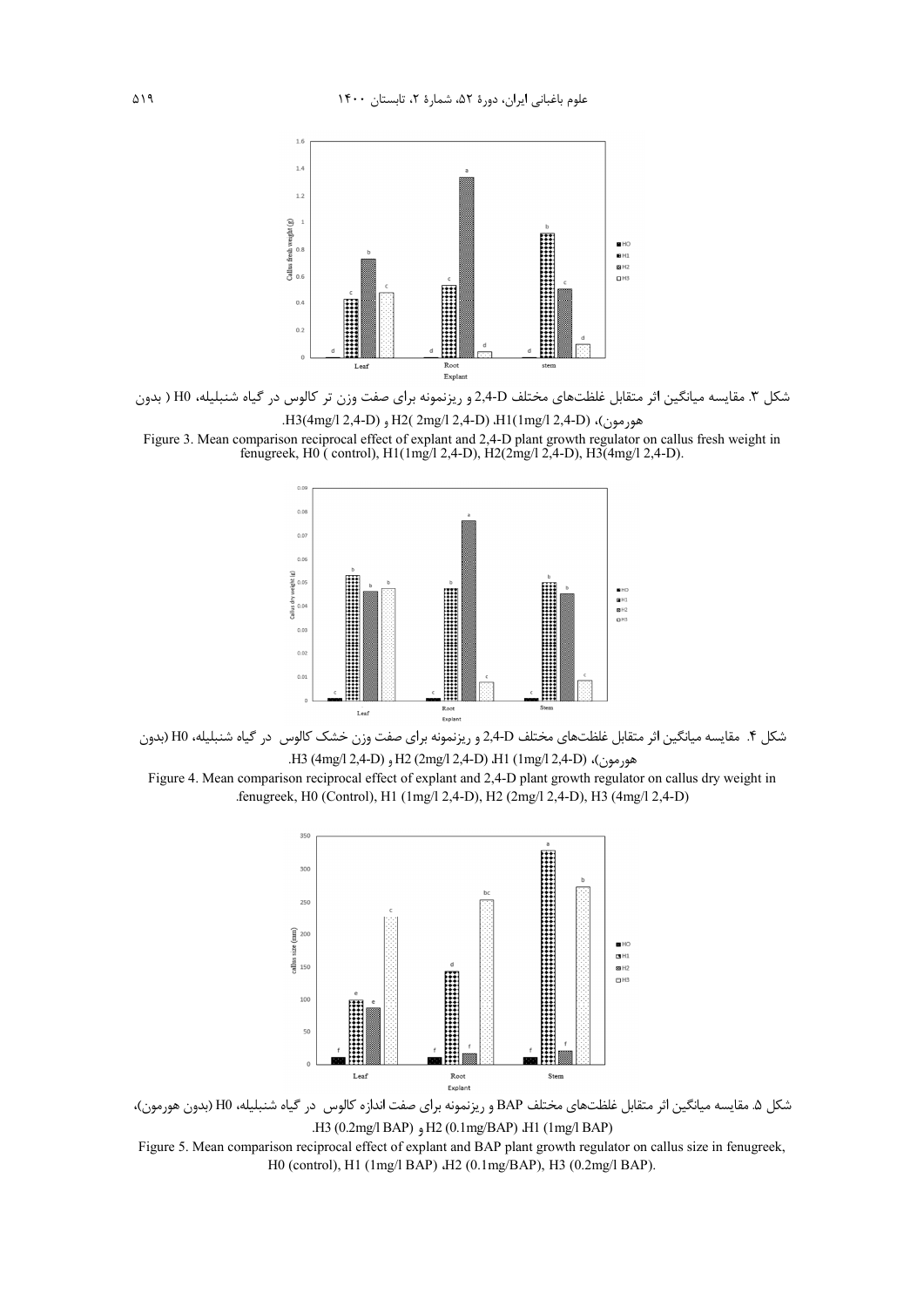شکل ۳. مقایسه میانگین اثر متقابل غلظت‌های مختلف 2,4-D و ریزنمونه برای صفت وزن تر کالوس در گیاه شنبلیله، H0 ( بدون هورمون)، H1(1mg/l 2,4-D)، H2( 2mg/l 2,4-D) و H3(4mg/l 2,4-D).

Figure 3. Mean comparison reciprocal effect of explant and 2,4-D plant growth regulator on callus fresh weight in fenugreek, H0 ( control), H1(1mg/l 2,4-D), H2(2mg/l 2,4-D), H3(4mg/l 2,4-D).

شکل ۴. مقایسه میانگین اثر متقابل غلظت‌های مختلف 2,4-D و ریزنمونه برای صفت وزن خشک کالوس در گیاه شنبلیله، H0 (بدون هورمون)، H1 (1mg/l 2,4-D)، H2 (2mg/l 2,4-D) و H3 (4mg/l 2,4-D).

Figure 4. Mean comparison reciprocal effect of explant and 2,4-D plant growth regulator on callus dry weight in fenugreek, H0 (Control), H1 (1mg/l 2,4-D), H2 (2mg/l 2,4-D), H3 (4mg/l 2,4-D).

شکل ۵. مقایسه میانگین اثر متقابل غلظت‌های مختلف BAP و ریزنمونه برای صفت اندازه کالوس در گیاه شنبلیله، H0 (بدون هورمون)، H1 (1mg/l BAP)، H2 (0.1mg/BAP) و H3 (0.2mg/l BAP).

Figure 5. Mean comparison reciprocal effect of explant and BAP plant growth regulator on callus size in fenugreek, H0 (control), H1 (1mg/l BAP) ،H2 (0.1mg/BAP), H3 (0.2mg/l BAP).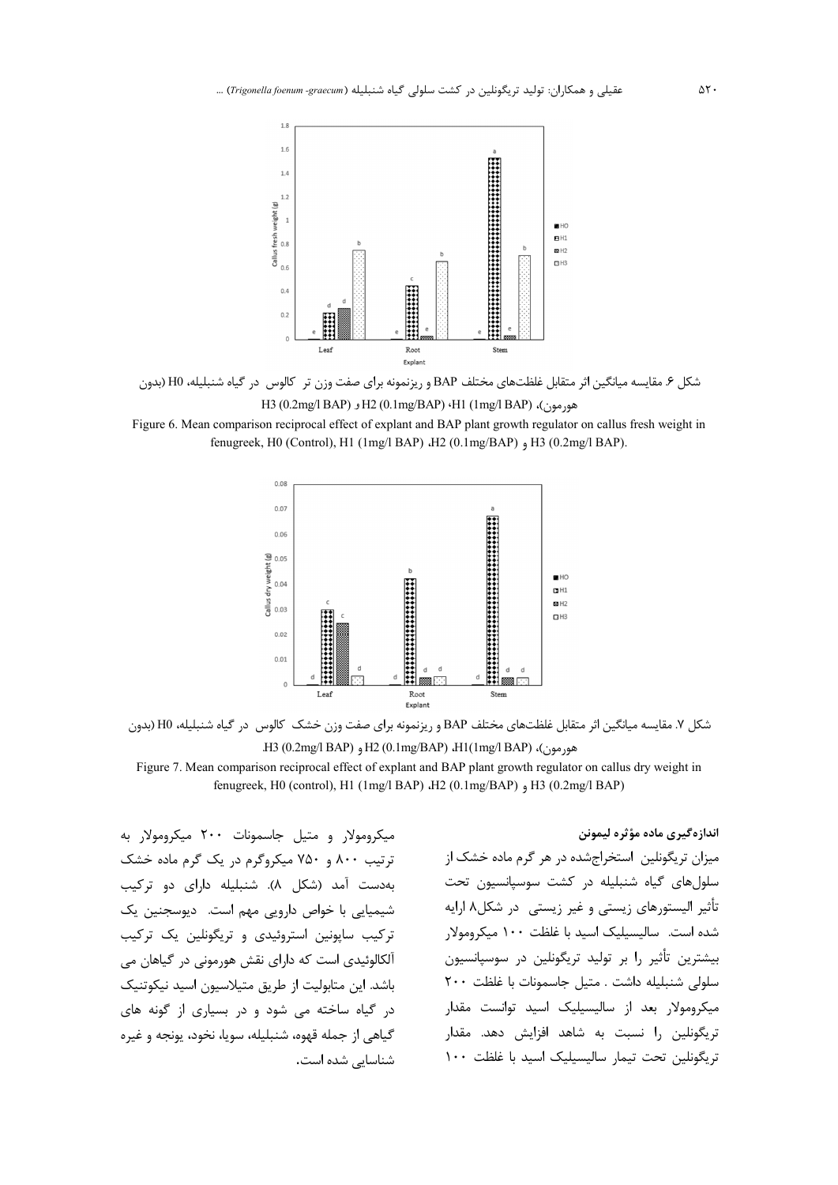شکل ۶. مقایسه میانگین اثر متقابل غلظت‌های مختلف BAP و ریزنمونه برای صفت وزن تر کالوس در گیاه شنبلیله، H0 (بدون هورمون)، H1 (1mg/l BAP)، H2 (0.1mg/BAP) و H3 (0.2mg/l BAP)

Figure 6. Mean comparison reciprocal effect of explant and BAP plant growth regulator on callus fresh weight in fenugreek, H0 (Control), H1 (1mg/l BAP) ،H2 (0.1mg/BAP) و H3 (0.2mg/l BAP).

شکل ۷. مقایسه میانگین اثر متقابل غلظت‌های مختلف BAP و ریزنمونه برای صفت وزن خشک کالوس در گیاه شنبلیله، H0 (بدون هورمون)، H1(1mg/l BAP)، H2 (0.1mg/BAP) و H3 (0.2mg/l BAP).

Figure 7. Mean comparison reciprocal effect of explant and BAP plant growth regulator on callus dry weight in fenugreek, H0 (control), H1 (1mg/l BAP) ،H2 (0.1mg/BAP) و H3 (0.2mg/l BAP)

#### اندازه‌گیری ماده مؤثره لیمونن

میزان تریگونلین استخراج‌شده در هر گرم ماده خشک از سلول‌های گیاه شنبلیله در کشت سوسپانسیون تحت تأثیر الیسیتورهای زیستی و غیر زیستی در شکل۸ ارایه شده است. سالیسیلیک اسید با غلظت ۱۰۰ میکرومولار بیشترین تأثیر را بر تولید تریگونلین در سوسپانسیون سلولی شنبلیله داشت . متیل جاسمونات با غلظت ۲۰۰ میکرومولار بعد از سالیسیلیک اسید توانست مقدار تریگونلین را نسبت به شاهد افزایش دهد. مقدار تریگونلین تحت تیمار سالیسیلیک اسید با غلظت ۱۰۰ میکرومولار و متیل جاسمونات ۲۰۰ میکرومولار به ترتیب ۸۰۰ و ۷۵۰ میکروگرم در یک گرم ماده خشک به‌دست آمد (شکل ۸). شنبلیله دارای دو ترکیب شیمیایی با خواص دارویی مهم است. دیوسجنین یک ترکیب ساپونین استروئیدی و تریگونلین یک ترکیب آلکالوئیدی است که دارای نقش هورمونی در گیاهان می باشد. این متابولیت از طریق متیلاسیون اسید نیکوتنیک در گیاه ساخته می شود و در بسیاری از گونه های گیاهی از جمله قهوه، شنبلیله، سویا، نخود، یونجه و غیره شناسایی شده است.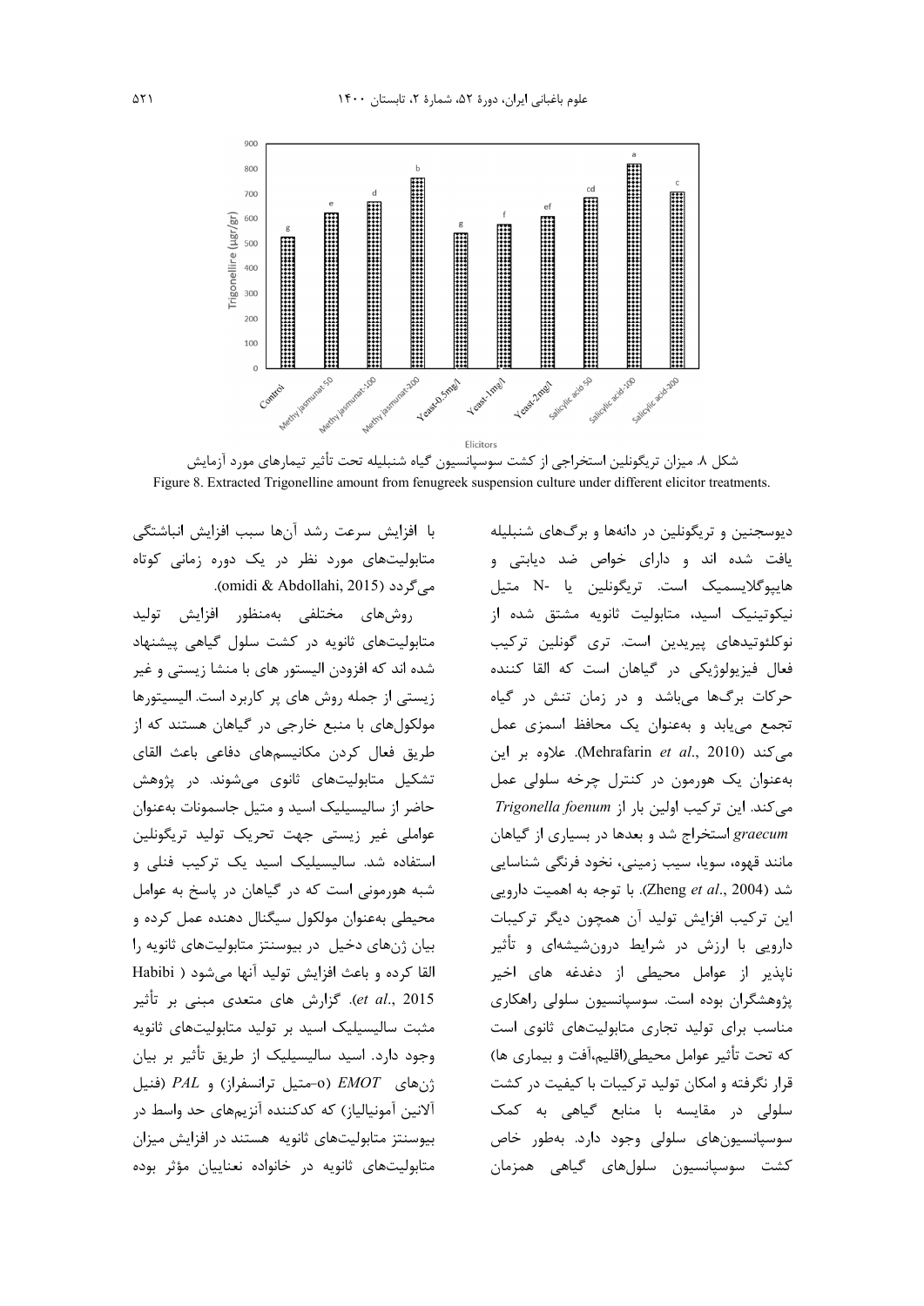شکل ۸. میزان تریگونلین استخراجی از کشت سوسپانسیون گیاه شنبلیله تحت تأثیر تیمارهای مورد آزمایش

Figure 8. Extracted Trigonelline amount from fenugreek suspension culture under different elicitor treatments.

دیوسجنین و تریگونلین در دانه‌ها و برگ‌های شنبلیله یافت شده اند و دارای خواص ضد دیابتی و هایپوگلایسمیک است. تریگونلین یا N- متیل نیکوتینیک اسید، متابولیت ثانویه مشتق شده از نوکلئوتیدهای پیریدین است. تری گونلین ترکیب فعال فیزیولوژیکی در گیاهان است که القا کننده حرکات برگ‌ها می‌باشد و در زمان تنش در گیاه تجمع می‌یابد و به‌عنوان یک محافظ اسمزی عمل می‌کند (Mehrafarin *et al*., 2010). علاوه بر این به‌عنوان یک هورمون در کنترل چرخه سلولی عمل می‌کند. این ترکیب اولین بار از *Trigonella foenum graecum* استخراج شد و بعدها در بسیاری از گیاهان مانند قهوه، سویا، سیب زمینی، نخود فرنگی شناسایی شد (Zheng *et al*., 2004). با توجه به اهمیت دارویی این ترکیب افزایش تولید آن همچون دیگر ترکیبات دارویی با ارزش در شرایط درون‌شیشه‌ای و تأثیر ناپذیر از عوامل محیطی از دغدغه های اخیر پژوهشگران بوده است. سوسپانسیون سلولی راهکاری مناسب برای تولید تجاری متابولیت‌های ثانوی است که تحت تأثیر عوامل محیطی(اقلیم،آفت و بیماری ها) قرار نگرفته و امکان تولید ترکیبات با کیفیت در کشت سلولی در مقایسه با منابع گیاهی به کمک سوسپانسیون‌های سلولی وجود دارد. به‌طور خاص کشت سوسپانسیون سلول‌های گیاهی همزمان با افزایش سرعت رشد آن‌ها سبب افزایش انباشتگی متابولیت‌های مورد نظر در یک دوره زمانی کوتاه می‌گردد (omidi & Abdollahi, 2015).

روش‌های مختلفی به‌منظور افزایش تولید متابولیت‌های ثانویه در کشت سلول گیاهی پیشنهاد شده اند که افزودن الیستور های با منشا زیستی و غیر زیستی از جمله روش های پر کاربرد است. الیسیتورها مولکول‌های با منبع خارجی در گیاهان هستند که از طریق فعال کردن مکانیسم‌های دفاعی باعث القای تشکیل متابولیت‌های ثانوی می‌شوند. در پژوهش حاضر از سالیسیلیک اسید و متیل جاسمونات به‌عنوان عواملی غیر زیستی جهت تحریک تولید تریگونلین استفاده شد. سالیسیلیک اسید یک ترکیب فنلی و شبه هورمونی است که در گیاهان در پاسخ به عوامل محیطی به‌عنوان مولکول سیگنال دهنده عمل کرده و بیان ژن‌های دخیل در بیوسنتز متابولیت‌های ثانویه را القا کرده و باعث افزایش تولید آنها می‌شود (Habibi *et al*., 2015). گزارش های متعدی مبنی بر تأثیر مثبت سالیسیلیک اسید بر تولید متابولیت‌های ثانویه وجود دارد. اسید سالیسیلیک از طریق تأثیر بر بیان ژن‌های *EMOT* (o-متیل ترانسفراز) و *PAL* (فنیل آلانین آمونیالیاز) که کدکننده آنزیم‌های حد واسط در بیوسنتز متابولیت‌های ثانویه هستند در افزایش میزان متابولیت‌های ثانویه در خانواده نعناییان مؤثر بوده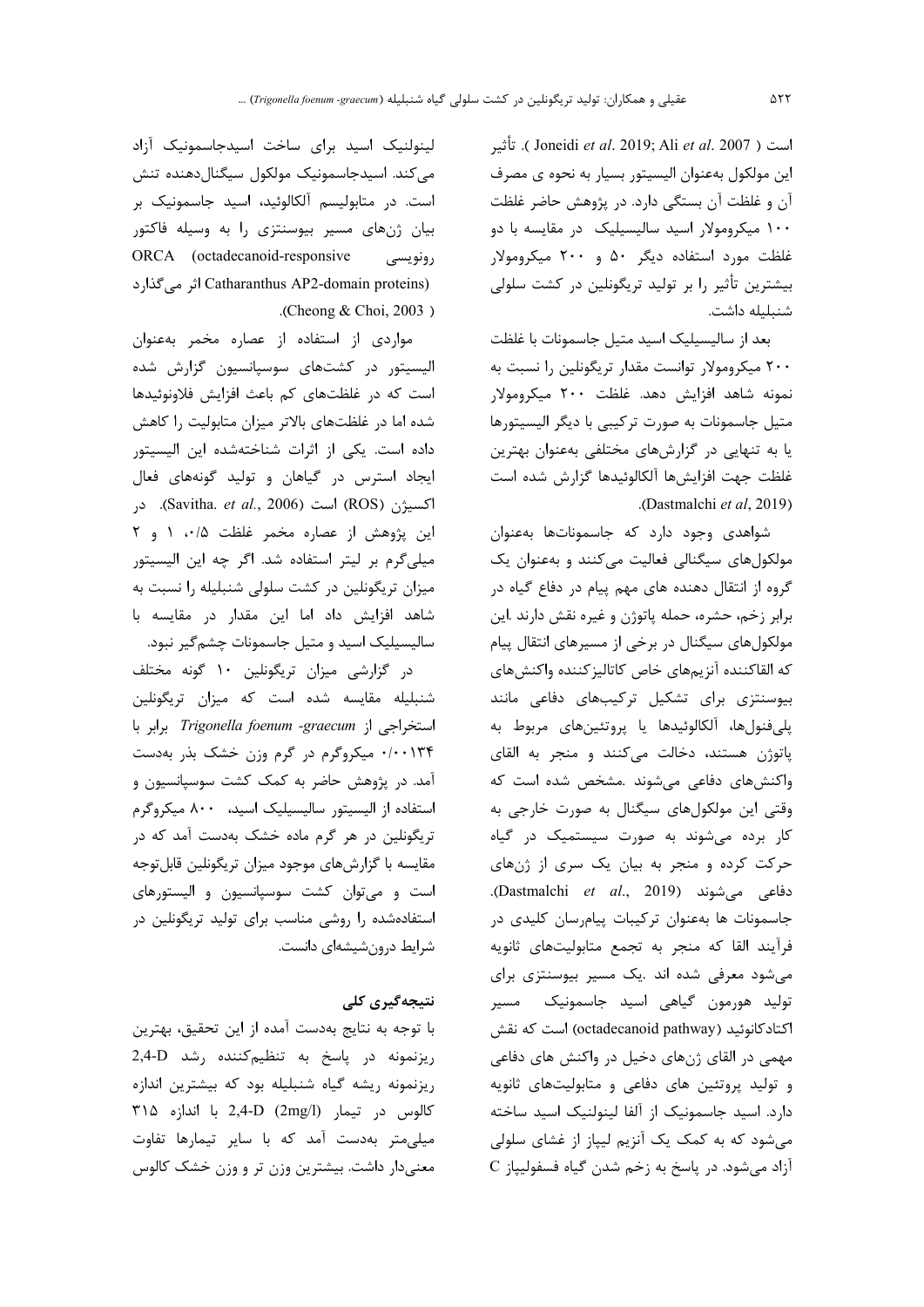است ( Joneidi *et al*. 2019; Ali *et al*. 2007 ). تأثیر این مولکول به‌عنوان الیسیتور بسیار به نحوه ی مصرف آن و غلظت آن بستگی دارد. در پژوهش حاضر غلظت ۱۰۰ میکرومولار اسید سالیسیلیک در مقایسه با دو غلظت مورد استفاده دیگر ۵۰ و ۲۰۰ میکرومولار بیشترین تأثیر را بر تولید تریگونلین در کشت سلولی شنبلیله داشت.

بعد از سالیسیلیک اسید متیل جاسمونات با غلظت ۲۰۰ میکرومولار توانست مقدار تریگونلین را نسبت به نمونه شاهد افزایش دهد. غلظت ۲۰۰ میکرومولار متیل جاسمونات به صورت ترکیبی با دیگر الیسیتورها یا به تنهایی در گزارش‌های مختلفی به‌عنوان بهترین غلظت جهت افزایش‌ها آلکالوئیدها گزارش شده است (Dastmalchi *et al*, 2019).

شواهدی وجود دارد که جاسموناتها به‌عنوان مولکول‌های سیگنالی فعالیت می‌کنند و به‌عنوان یک گروه از انتقال دهنده های مهم پیام در دفاع گیاه در برابر زخم، حشره، حمله پاتوژن و غیره نقش دارند .این مولکول‌های سیگنال در برخی از مسیرهای انتقال پیام که القاکننده آنزیم‌های خاص کاتالیزکننده واکنش‌های بیوسنتزی برای تشکیل ترکیب‌های دفاعی مانند پلی‌فنول‌ها، آلکالوئیدها یا پروتئین‌های مربوط به پاتوژن هستند، دخالت می‌کنند و منجر به القای واکنش‌های دفاعی می‌شوند .مشخص شده است که وقتی این مولکول‌های سیگنال به صورت خارجی به کار برده می‌شوند به صورت سیستمیک در گیاه حرکت کرده و منجر به بیان یک سری از ژن‌های دفاعی می‌شوند (Dastmalchi *et al*., 2019). جاسمونات ها به‌عنوان ترکیبات پیام‌رسان کلیدی در فرآیند القا که منجر به تجمع متابولیت‌های ثانویه می‌شود معرفی شده اند .یک مسیر بیوسنتزی برای تولید هورمون گیاهی اسید جاسمونیک مسیر اکتادکانوئید (octadecanoid pathway) است که نقش مهمی در القای ژن‌های دخیل در واکنش های دفاعی و تولید پروتئین های دفاعی و متابولیت‌های ثانویه دارد. اسید جاسمونیک از آلفا لینولنیک اسید ساخته می‌شود که به کمک یک آنزیم لیپاز از غشای سلولی آزاد می‌شود. در پاسخ به زخم شدن گیاه فسفولیپاز C لینولنیک اسید برای ساخت اسیدجاسمونیک آزاد می‌کند. اسیدجاسمونیک مولکول سیگنال‌دهنده تنش است. در متابولیسم آلکالوئید، اسید جاسمونیک بر بیان ژن‌های مسیر بیوسنتزی را به وسیله فاکتور رونویسی ORCA (octadecanoid-responsive Catharanthus AP2-domain proteins) اثر می‌گذارد (Cheong & Choi, 2003 ).

مواردی از استفاده از عصاره مخمر به‌عنوان الیسیتور در کشت‌های سوسپانسیون گزارش شده است که در غلظت‌های کم باعث افزایش فلاونوئیدها شده اما در غلظت‌های بالاتر میزان متابولیت را کاهش داده است. یکی از اثرات شناخته‌شده این الیسیتور ایجاد استرس در گیاهان و تولید گونه‌های فعال اکسیژن (ROS) است (Savitha. *et al*., 2006). در این پژوهش از عصاره مخمر غلظت ۰/۵، ۱ و ۲ میلی‌گرم بر لیتر استفاده شد. اگر چه این الیسیتور میزان تریگونلین در کشت سلولی شنبلیله را نسبت به شاهد افزایش داد اما این مقدار در مقایسه با سالیسیلیک اسید و متیل جاسمونات چشم‌گیر نبود.

در گزارشی میزان تریگونلین ۱۰ گونه مختلف شنبلیله مقایسه شده است که میزان تریگونلین استخراجی از *Trigonella foenum -graecum* برابر با ۰/۰۰۱۳۴ میکروگرم در گرم وزن خشک بذر به‌دست آمد. در پژوهش حاضر به کمک کشت سوسپانسیون و استفاده از الیسیتور سالیسیلیک اسید، ۸۰۰ میکروگرم تریگونلین در هر گرم ماده خشک به‌دست آمد که در مقایسه با گزارش‌های موجود میزان تریگونلین قابل‌توجه است و می‌توان کشت سوسپانسیون و الیسیتورهای استفاده‌شده را روشی مناسب برای تولید تریگونلین در شرایط درون‌شیشه‌ای دانست.

## نتیجه‌گیری کلی

با توجه به نتایج به‌دست آمده از این تحقیق، بهترین ریزنمونه در پاسخ به تنظیم‌کننده رشد 2,4-D ریزنمونه ریشه گیاه شنبلیله بود که بیشترین اندازه کالوس در تیمار 2,4-D (2mg/l) با اندازه ۳۱۵ میلی‌متر به‌دست آمد که با سایر تیمارها تفاوت معنی‌دار داشت. بیشترین وزن تر و وزن خشک کالوس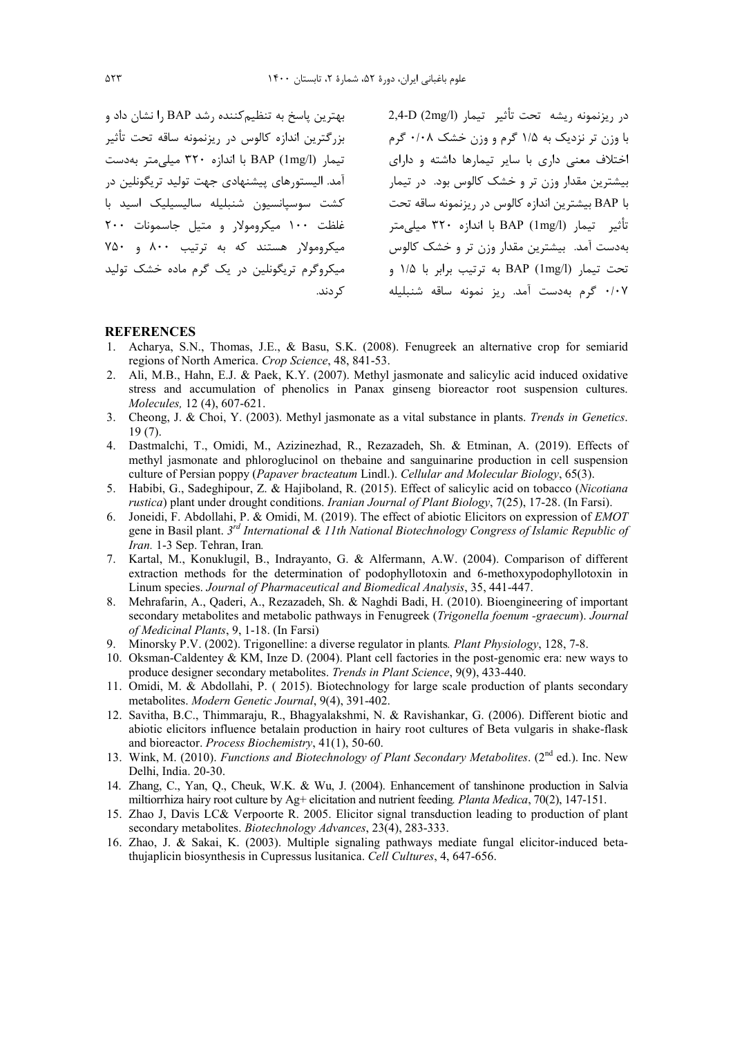در ریزنمونه ریشه تحت تأثیر تیمار 2,4-D (2mg/l) با وزن تر نزدیک به ۱/۵ گرم و وزن خشک ۰/۰۸ گرم اختلاف معنی داری با سایر تیمارها داشته و دارای بیشترین مقدار وزن تر و خشک کالوس بود. در تیمار با BAP بیشترین اندازه کالوس در ریزنمونه ساقه تحت تأثیر تیمار BAP (1mg/l) با اندازه ۳۲۰ میلی‌متر به‌دست آمد. بیشترین مقدار وزن تر و خشک کالوس تحت تیمار BAP (1mg/l) به ترتیب برابر با ۱/۵ و ۰/۰۷ گرم به‌دست آمد. ریز نمونه ساقه شنبلیله بهترین پاسخ به تنظیم‌کننده رشد BAP را نشان داد و بزرگترین اندازه کالوس در ریزنمونه ساقه تحت تأثیر تیمار BAP (1mg/l) با اندازه ۳۲۰ میلی‌متر به‌دست آمد. الیسیتورهای پیشنهادی جهت تولید تریگونلین در کشت سوسپانسیون شنبلیله سالیسیلیک اسید با غلظت ۱۰۰ میکرومولار و متیل جاسمونات ۲۰۰ میکرومولار هستند که به ترتیب ۸۰۰ و ۷۵۰ میکروگرم تریگونلین در یک گرم ماده خشک تولید کردند.

## REFERENCES

1. Acharya, S.N., Thomas, J.E., & Basu, S.K. (2008). Fenugreek an alternative crop for semiarid regions of North America. *Crop Science*, 48, 841-53.
2. Ali, M.B., Hahn, E.J. & Paek, K.Y. (2007). Methyl jasmonate and salicylic acid induced oxidative stress and accumulation of phenolics in Panax ginseng bioreactor root suspension cultures. *Molecules,* 12 (4), 607-621.
3. Cheong, J. & Choi, Y. (2003). Methyl jasmonate as a vital substance in plants. *Trends in Genetics*. 19 (7).
4. Dastmalchi, T., Omidi, M., Azizinezhad, R., Rezazadeh, Sh. & Etminan, A. (2019). Effects of methyl jasmonate and phloroglucinol on thebaine and sanguinarine production in cell suspension culture of Persian poppy (*Papaver bracteatum* Lindl.). *Cellular and Molecular Biology*, 65(3).
5. Habibi, G., Sadeghipour, Z. & Hajiboland, R. (2015). Effect of salicylic acid on tobacco (*Nicotiana rustica*) plant under drought conditions. *Iranian Journal of Plant Biology*, 7(25), 17-28. (In Farsi).
6. Joneidi, F. Abdollahi, P. & Omidi, M. (2019). The effect of abiotic Elicitors on expression of *EMOT* gene in Basil plant. *3rd International & 11th National Biotechnology Congress of Islamic Republic of Iran.* 1-3 Sep. Tehran, Iran*.*
7. Kartal, M., Konuklugil, B., Indrayanto, G. & Alfermann, A.W. (2004). Comparison of different extraction methods for the determination of podophyllotoxin and 6-methoxypodophyllotoxin in Linum species. *Journal of Pharmaceutical and Biomedical Analysis*, 35, 441-447.
8. Mehrafarin, A., Qaderi, A., Rezazadeh, Sh. & Naghdi Badi, H. (2010). Bioengineering of important secondary metabolites and metabolic pathways in Fenugreek (*Trigonella foenum -graecum*). *Journal of Medicinal Plants*, 9, 1-18. (In Farsi)
9. Minorsky P.V. (2002). Trigonelline: a diverse regulator in plants*. Plant Physiology*, 128, 7-8.
10. Oksman-Caldentey & KM, Inze D. (2004). Plant cell factories in the post-genomic era: new ways to produce designer secondary metabolites. *Trends in Plant Science*, 9(9), 433-440.
11. Omidi, M. & Abdollahi, P. ( 2015). Biotechnology for large scale production of plants secondary metabolites. *Modern Genetic Journal*, 9(4), 391-402.
12. Savitha, B.C., Thimmaraju, R., Bhagyalakshmi, N. & Ravishankar, G. (2006). Different biotic and abiotic elicitors influence betalain production in hairy root cultures of Beta vulgaris in shake-flask and bioreactor. *Process Biochemistry*, 41(1), 50-60.
13. Wink, M. (2010). *Functions and Biotechnology of Plant Secondary Metabolites*. (2nd ed.). Inc. New Delhi, India. 20-30.
14. Zhang, C., Yan, Q., Cheuk, W.K. & Wu, J. (2004). Enhancement of tanshinone production in Salvia miltiorrhiza hairy root culture by Ag+ elicitation and nutrient feeding*. Planta Medica*, 70(2), 147-151.
15. Zhao J, Davis LC& Verpoorte R. 2005. Elicitor signal transduction leading to production of plant secondary metabolites. *Biotechnology Advances*, 23(4), 283-333.
16. Zhao, J. & Sakai, K. (2003). Multiple signaling pathways mediate fungal elicitor-induced beta-thujaplicin biosynthesis in Cupressus lusitanica. *Cell Cultures*, 4, 647-656.